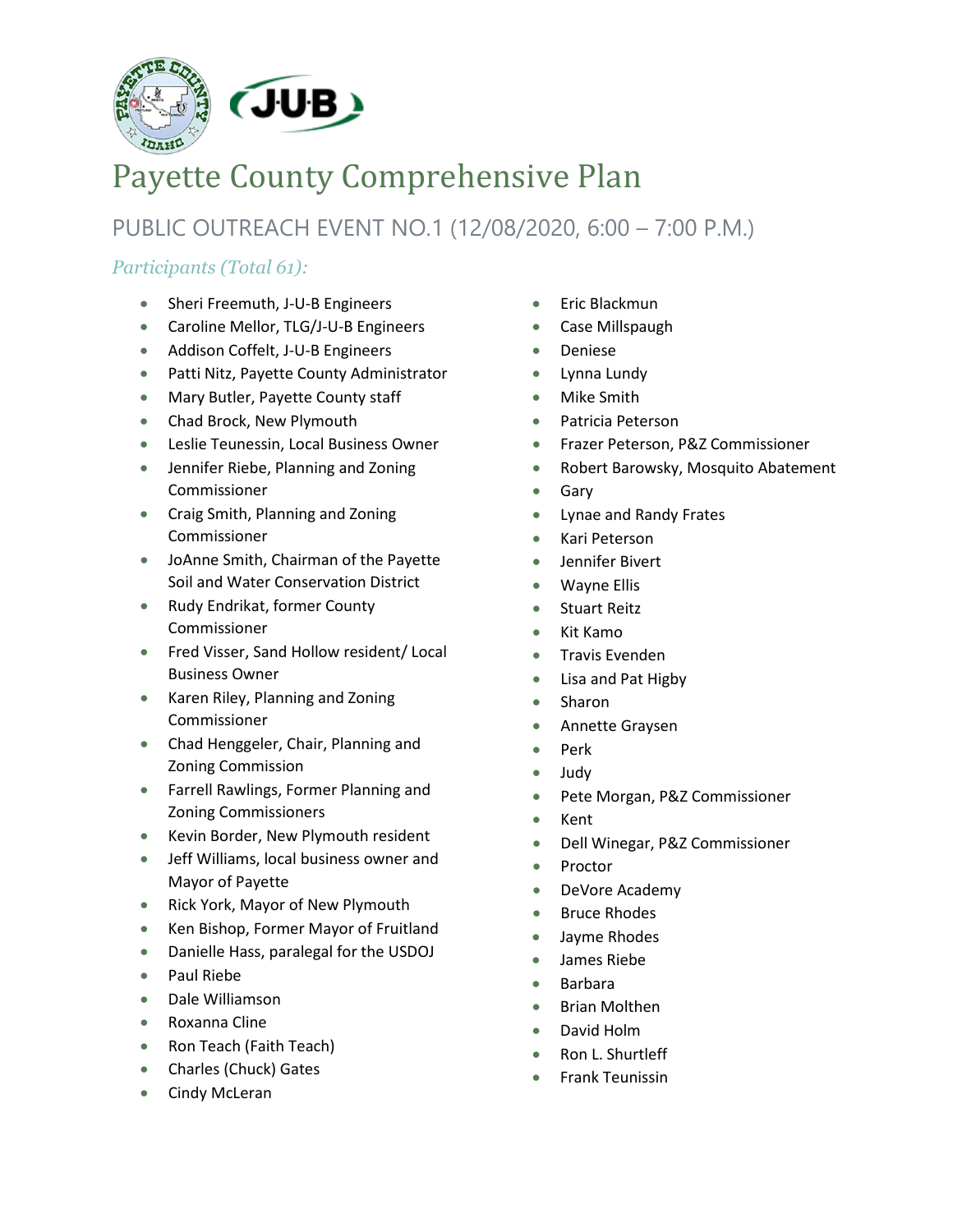# Payette County Comprehensive Plan

## PUBLIC OUTREACH EVENT NO.1 (12/08/2020, 6:00 – 7:00 P.M.)

### *Participants (Total 61):*

- Sheri Freemuth, J-U-B Engineers
- Caroline Mellor, TLG/J-U-B Engineers
- Addison Coffelt, J-U-B Engineers
- Patti Nitz, Payette County Administrator
- Mary Butler, Payette County staff
- Chad Brock, New Plymouth
- Leslie Teunessin, Local Business Owner
- Jennifer Riebe, Planning and Zoning Commissioner
- Craig Smith, Planning and Zoning Commissioner
- JoAnne Smith, Chairman of the Payette Soil and Water Conservation District
- Rudy Endrikat, former County Commissioner
- Fred Visser, Sand Hollow resident/ Local Business Owner
- Karen Riley, Planning and Zoning Commissioner
- Chad Henggeler, Chair, Planning and Zoning Commission
- Farrell Rawlings, Former Planning and Zoning Commissioners
- Kevin Border, New Plymouth resident
- Jeff Williams, local business owner and Mayor of Payette
- Rick York, Mayor of New Plymouth
- Ken Bishop, Former Mayor of Fruitland
- Danielle Hass, paralegal for the USDOJ
- Paul Riebe
- Dale Williamson
- Roxanna Cline
- Ron Teach (Faith Teach)
- Charles (Chuck) Gates
- Cindy McLeran
- Eric Blackmun
- Case Millspaugh
- Deniese
- Lynna Lundy
- Mike Smith
- Patricia Peterson
- Frazer Peterson, P&Z Commissioner
- Robert Barowsky, Mosquito Abatement
- Gary
- Lynae and Randy Frates
- Kari Peterson
- Jennifer Bivert
- Wayne Ellis
- Stuart Reitz
- Kit Kamo
- Travis Evenden
- Lisa and Pat Higby
- Sharon
- Annette Graysen
- Perk
- Judy
- Pete Morgan, P&Z Commissioner
- Kent
- Dell Winegar, P&Z Commissioner
- Proctor
- DeVore Academy
- Bruce Rhodes
- Jayme Rhodes
- James Riebe
- Barbara
- Brian Molthen
- David Holm
- Ron L. Shurtleff
- Frank Teunissin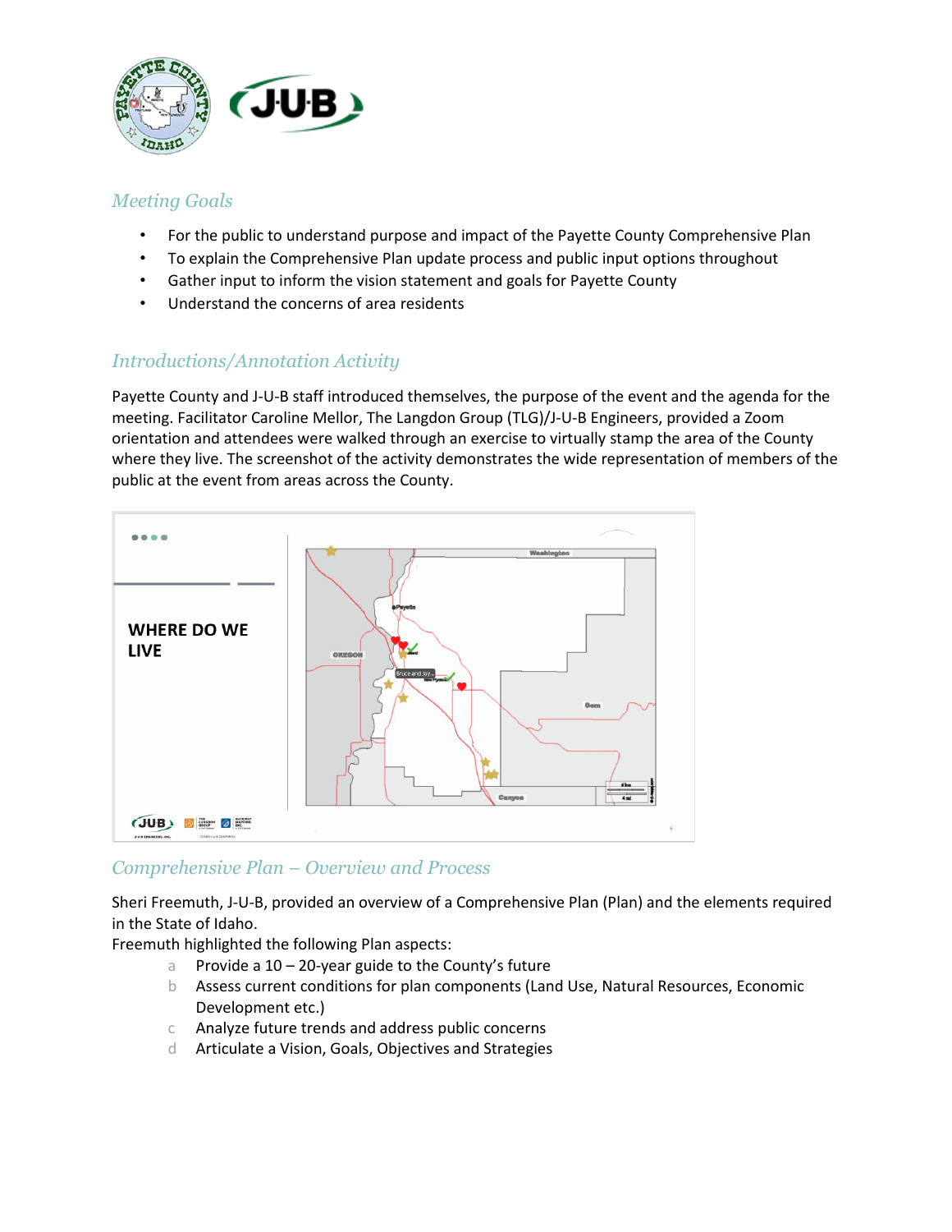## *Meeting Goals*

- For the public to understand purpose and impact of the Payette County Comprehensive Plan
- To explain the Comprehensive Plan update process and public input options throughout
- Gather input to inform the vision statement and goals for Payette County
- Understand the concerns of area residents

## *Introductions/Annotation Activity*

Payette County and J-U-B staff introduced themselves, the purpose of the event and the agenda for the meeting. Facilitator Caroline Mellor, The Langdon Group (TLG)/J-U-B Engineers, provided a Zoom orientation and attendees were walked through an exercise to virtually stamp the area of the County where they live. The screenshot of the activity demonstrates the wide representation of members of the public at the event from areas across the County.

## *Comprehensive Plan – Overview and Process*

Sheri Freemuth, J-U-B, provided an overview of a Comprehensive Plan (Plan) and the elements required in the State of Idaho.

Freemuth highlighted the following Plan aspects:

a. Provide a 10 – 20-year guide to the County's future
b. Assess current conditions for plan components (Land Use, Natural Resources, Economic Development etc.)
c. Analyze future trends and address public concerns
d. Articulate a Vision, Goals, Objectives and Strategies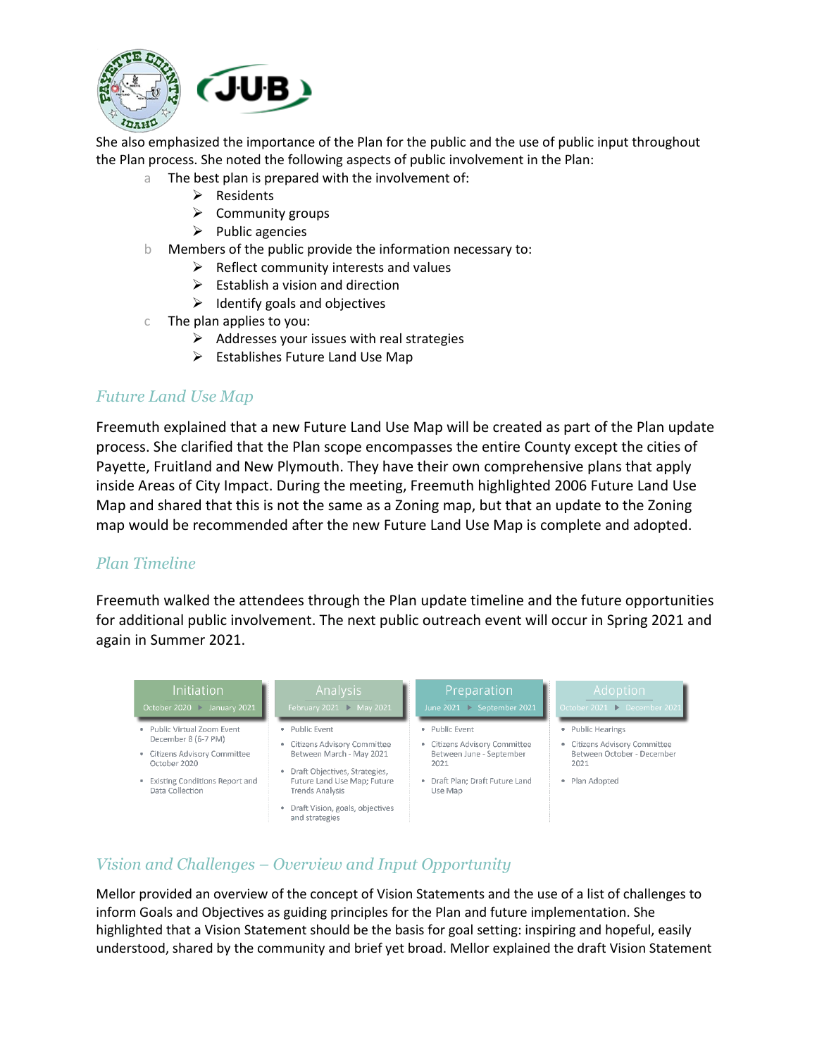She also emphasized the importance of the Plan for the public and the use of public input throughout the Plan process. She noted the following aspects of public involvement in the Plan:

a. The best plan is prepared with the involvement of:
   - Residents
   - Community groups
   - Public agencies
b. Members of the public provide the information necessary to:
   - Reflect community interests and values
   - Establish a vision and direction
   - Identify goals and objectives
c. The plan applies to you:
   - Addresses your issues with real strategies
   - Establishes Future Land Use Map

## *Future Land Use Map*

Freemuth explained that a new Future Land Use Map will be created as part of the Plan update process. She clarified that the Plan scope encompasses the entire County except the cities of Payette, Fruitland and New Plymouth. They have their own comprehensive plans that apply inside Areas of City Impact. During the meeting, Freemuth highlighted 2006 Future Land Use Map and shared that this is not the same as a Zoning map, but that an update to the Zoning map would be recommended after the new Future Land Use Map is complete and adopted.

## *Plan Timeline*

Freemuth walked the attendees through the Plan update timeline and the future opportunities for additional public involvement. The next public outreach event will occur in Spring 2021 and again in Summer 2021.

| Initiation<br>October 2020 ▸ January 2021 | Analysis<br>February 2021 ▸ May 2021 | Preparation<br>June 2021 ▸ September 2021 | Adoption<br>October 2021 ▸ December 2021 |
|---|---|---|---|
| • Public Virtual Zoom Event December 8 (6-7 PM)<br>• Citizens Advisory Committee October 2020<br>• Existing Conditions Report and Data Collection | • Public Event<br>• Citizens Advisory Committee Between March - May 2021<br>• Draft Objectives, Strategies, Future Land Use Map; Future Trends Analysis<br>• Draft Vision, goals, objectives and strategies | • Public Event<br>• Citizens Advisory Committee Between June - September 2021<br>• Draft Plan; Draft Future Land Use Map | • Public Hearings<br>• Citizens Advisory Committee Between October - December 2021<br>• Plan Adopted |

## *Vision and Challenges – Overview and Input Opportunity*

Mellor provided an overview of the concept of Vision Statements and the use of a list of challenges to inform Goals and Objectives as guiding principles for the Plan and future implementation. She highlighted that a Vision Statement should be the basis for goal setting: inspiring and hopeful, easily understood, shared by the community and brief yet broad. Mellor explained the draft Vision Statement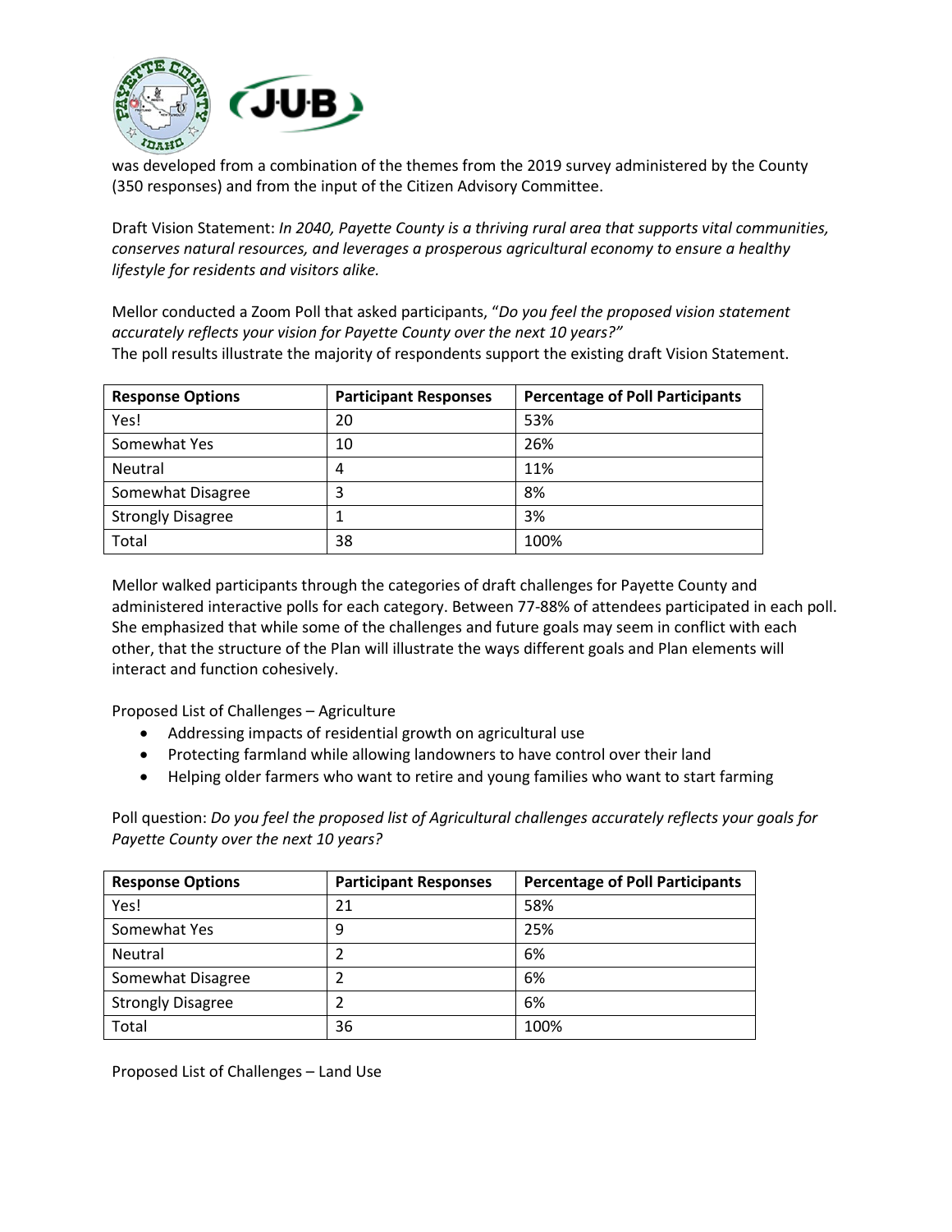was developed from a combination of the themes from the 2019 survey administered by the County (350 responses) and from the input of the Citizen Advisory Committee.

Draft Vision Statement: *In 2040, Payette County is a thriving rural area that supports vital communities, conserves natural resources, and leverages a prosperous agricultural economy to ensure a healthy lifestyle for residents and visitors alike.*

Mellor conducted a Zoom Poll that asked participants, "*Do you feel the proposed vision statement accurately reflects your vision for Payette County over the next 10 years?*"
The poll results illustrate the majority of respondents support the existing draft Vision Statement.

| Response Options | Participant Responses | Percentage of Poll Participants |
|---|---|---|
| Yes! | 20 | 53% |
| Somewhat Yes | 10 | 26% |
| Neutral | 4 | 11% |
| Somewhat Disagree | 3 | 8% |
| Strongly Disagree | 1 | 3% |
| Total | 38 | 100% |

Mellor walked participants through the categories of draft challenges for Payette County and administered interactive polls for each category. Between 77-88% of attendees participated in each poll. She emphasized that while some of the challenges and future goals may seem in conflict with each other, that the structure of the Plan will illustrate the ways different goals and Plan elements will interact and function cohesively.

Proposed List of Challenges – Agriculture

- Addressing impacts of residential growth on agricultural use
- Protecting farmland while allowing landowners to have control over their land
- Helping older farmers who want to retire and young families who want to start farming

Poll question: *Do you feel the proposed list of Agricultural challenges accurately reflects your goals for Payette County over the next 10 years?*

| Response Options | Participant Responses | Percentage of Poll Participants |
|---|---|---|
| Yes! | 21 | 58% |
| Somewhat Yes | 9 | 25% |
| Neutral | 2 | 6% |
| Somewhat Disagree | 2 | 6% |
| Strongly Disagree | 2 | 6% |
| Total | 36 | 100% |

Proposed List of Challenges – Land Use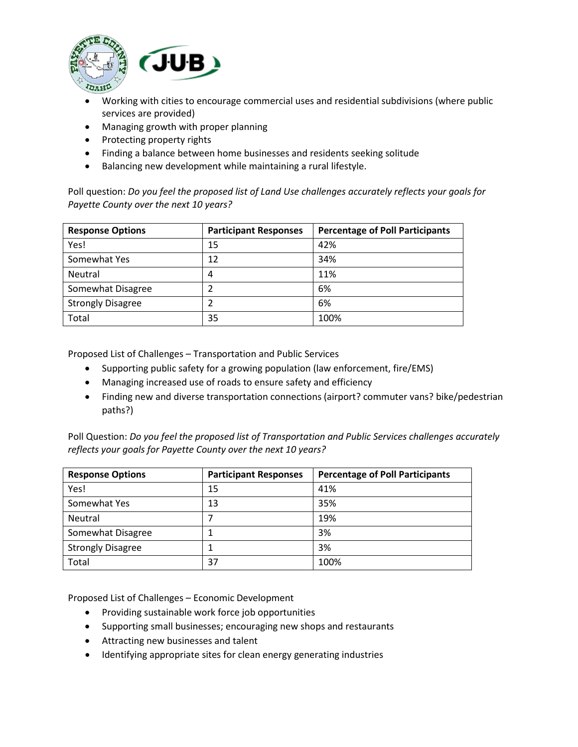- Working with cities to encourage commercial uses and residential subdivisions (where public services are provided)
- Managing growth with proper planning
- Protecting property rights
- Finding a balance between home businesses and residents seeking solitude
- Balancing new development while maintaining a rural lifestyle.

Poll question: *Do you feel the proposed list of Land Use challenges accurately reflects your goals for Payette County over the next 10 years?*

| Response Options | Participant Responses | Percentage of Poll Participants |
|---|---|---|
| Yes! | 15 | 42% |
| Somewhat Yes | 12 | 34% |
| Neutral | 4 | 11% |
| Somewhat Disagree | 2 | 6% |
| Strongly Disagree | 2 | 6% |
| Total | 35 | 100% |

Proposed List of Challenges – Transportation and Public Services

- Supporting public safety for a growing population (law enforcement, fire/EMS)
- Managing increased use of roads to ensure safety and efficiency
- Finding new and diverse transportation connections (airport? commuter vans? bike/pedestrian paths?)

Poll Question: *Do you feel the proposed list of Transportation and Public Services challenges accurately reflects your goals for Payette County over the next 10 years?*

| Response Options | Participant Responses | Percentage of Poll Participants |
|---|---|---|
| Yes! | 15 | 41% |
| Somewhat Yes | 13 | 35% |
| Neutral | 7 | 19% |
| Somewhat Disagree | 1 | 3% |
| Strongly Disagree | 1 | 3% |
| Total | 37 | 100% |

Proposed List of Challenges – Economic Development

- Providing sustainable work force job opportunities
- Supporting small businesses; encouraging new shops and restaurants
- Attracting new businesses and talent
- Identifying appropriate sites for clean energy generating industries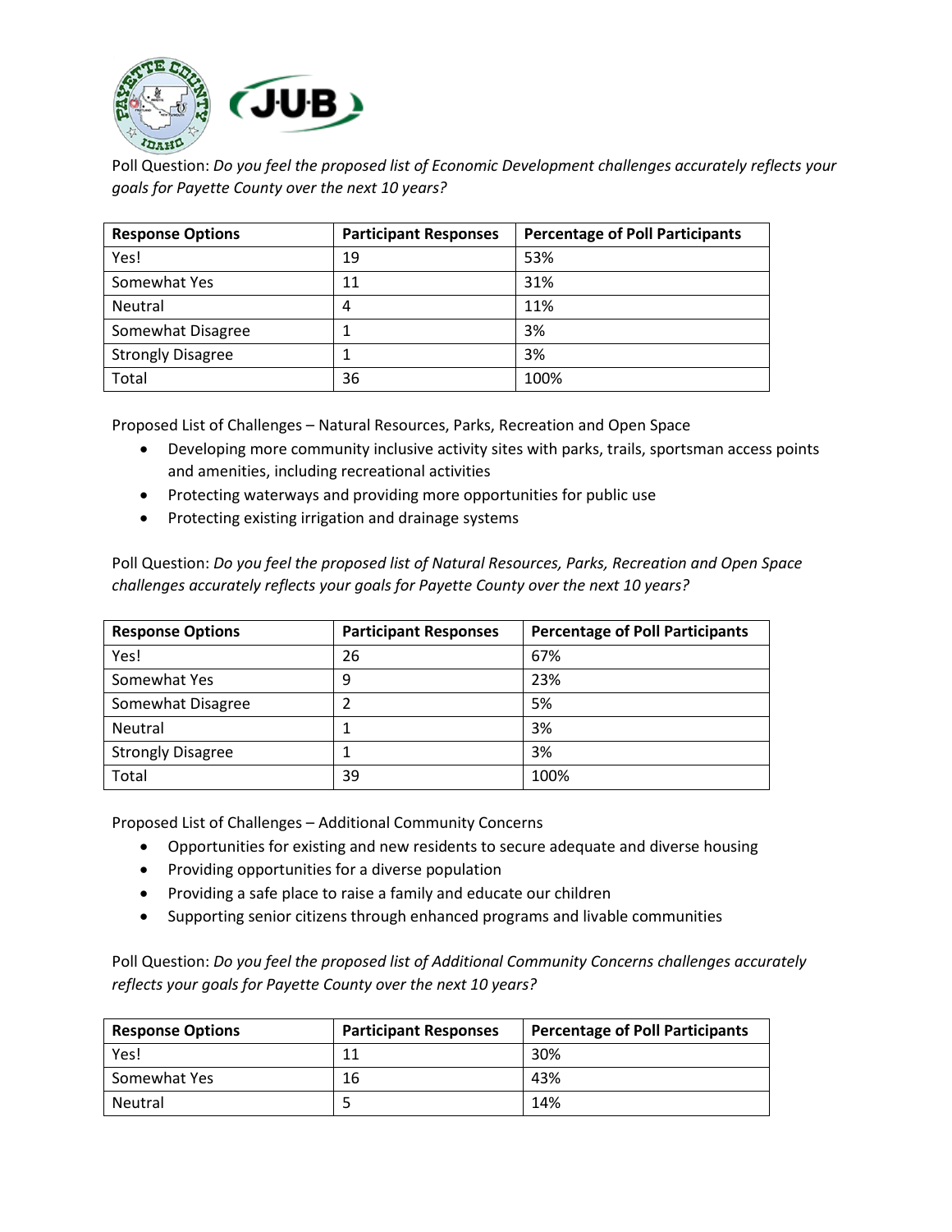Poll Question: *Do you feel the proposed list of Economic Development challenges accurately reflects your goals for Payette County over the next 10 years?*

| Response Options | Participant Responses | Percentage of Poll Participants |
|---|---|---|
| Yes! | 19 | 53% |
| Somewhat Yes | 11 | 31% |
| Neutral | 4 | 11% |
| Somewhat Disagree | 1 | 3% |
| Strongly Disagree | 1 | 3% |
| Total | 36 | 100% |

Proposed List of Challenges – Natural Resources, Parks, Recreation and Open Space

- Developing more community inclusive activity sites with parks, trails, sportsman access points and amenities, including recreational activities
- Protecting waterways and providing more opportunities for public use
- Protecting existing irrigation and drainage systems

Poll Question: *Do you feel the proposed list of Natural Resources, Parks, Recreation and Open Space challenges accurately reflects your goals for Payette County over the next 10 years?*

| Response Options | Participant Responses | Percentage of Poll Participants |
|---|---|---|
| Yes! | 26 | 67% |
| Somewhat Yes | 9 | 23% |
| Somewhat Disagree | 2 | 5% |
| Neutral | 1 | 3% |
| Strongly Disagree | 1 | 3% |
| Total | 39 | 100% |

Proposed List of Challenges – Additional Community Concerns

- Opportunities for existing and new residents to secure adequate and diverse housing
- Providing opportunities for a diverse population
- Providing a safe place to raise a family and educate our children
- Supporting senior citizens through enhanced programs and livable communities

Poll Question: *Do you feel the proposed list of Additional Community Concerns challenges accurately reflects your goals for Payette County over the next 10 years?*

| Response Options | Participant Responses | Percentage of Poll Participants |
|---|---|---|
| Yes! | 11 | 30% |
| Somewhat Yes | 16 | 43% |
| Neutral | 5 | 14% |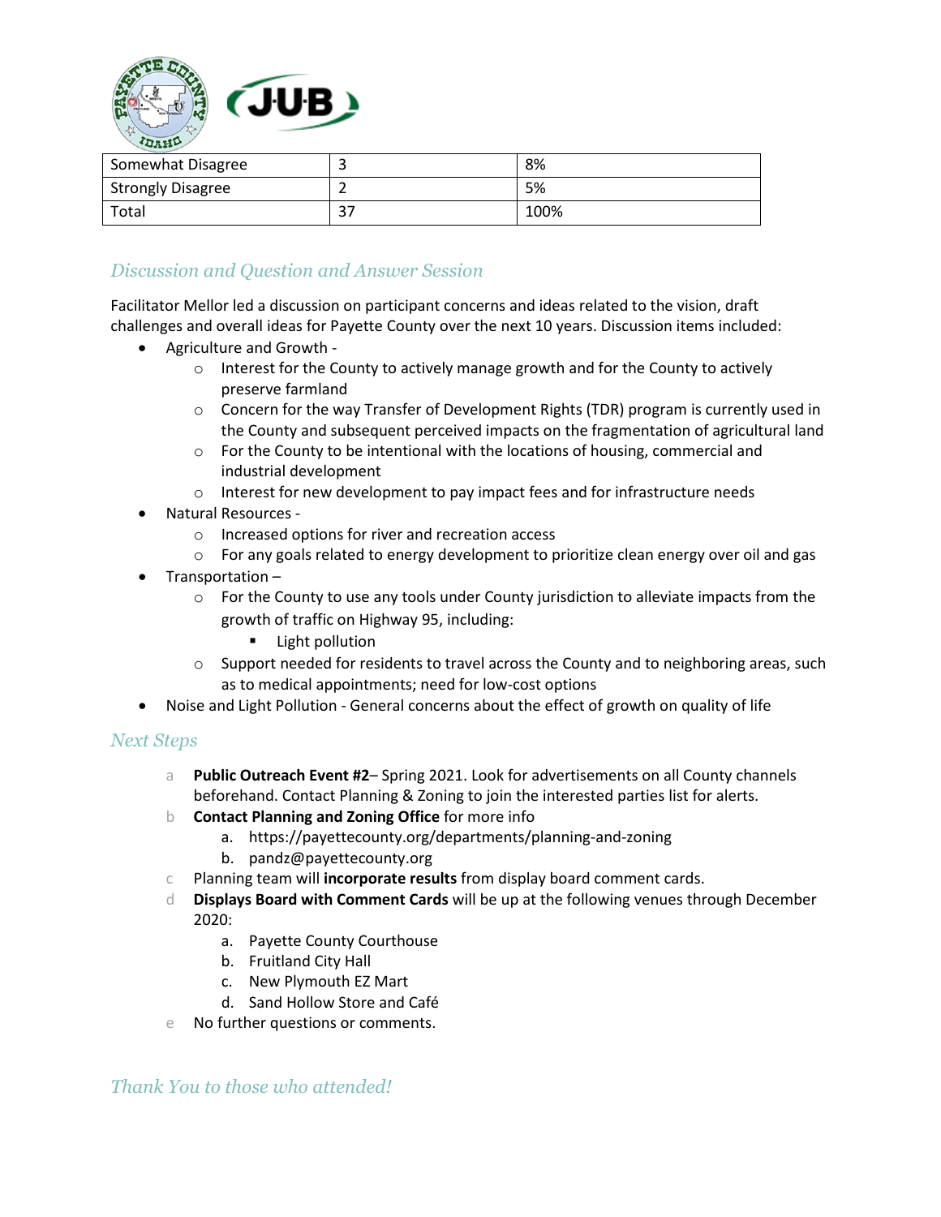| | | |
|---|---|---|
| Somewhat Disagree | 3 | 8% |
| Strongly Disagree | 2 | 5% |
| Total | 37 | 100% |

## *Discussion and Question and Answer Session*

Facilitator Mellor led a discussion on participant concerns and ideas related to the vision, draft challenges and overall ideas for Payette County over the next 10 years. Discussion items included:

- Agriculture and Growth -
  - Interest for the County to actively manage growth and for the County to actively preserve farmland
  - Concern for the way Transfer of Development Rights (TDR) program is currently used in the County and subsequent perceived impacts on the fragmentation of agricultural land
  - For the County to be intentional with the locations of housing, commercial and industrial development
  - Interest for new development to pay impact fees and for infrastructure needs
- Natural Resources -
  - Increased options for river and recreation access
  - For any goals related to energy development to prioritize clean energy over oil and gas
- Transportation –
  - For the County to use any tools under County jurisdiction to alleviate impacts from the growth of traffic on Highway 95, including:
    - Light pollution
  - Support needed for residents to travel across the County and to neighboring areas, such as to medical appointments; need for low-cost options
- Noise and Light Pollution - General concerns about the effect of growth on quality of life

## *Next Steps*

a. **Public Outreach Event #2**– Spring 2021. Look for advertisements on all County channels beforehand. Contact Planning & Zoning to join the interested parties list for alerts.
b. **Contact Planning and Zoning Office** for more info
   a. https://payettecounty.org/departments/planning-and-zoning
   b. pandz@payettecounty.org
c. Planning team will **incorporate results** from display board comment cards.
d. **Displays Board with Comment Cards** will be up at the following venues through December 2020:
   a. Payette County Courthouse
   b. Fruitland City Hall
   c. New Plymouth EZ Mart
   d. Sand Hollow Store and Café
e. No further questions or comments.

## *Thank You to those who attended!*